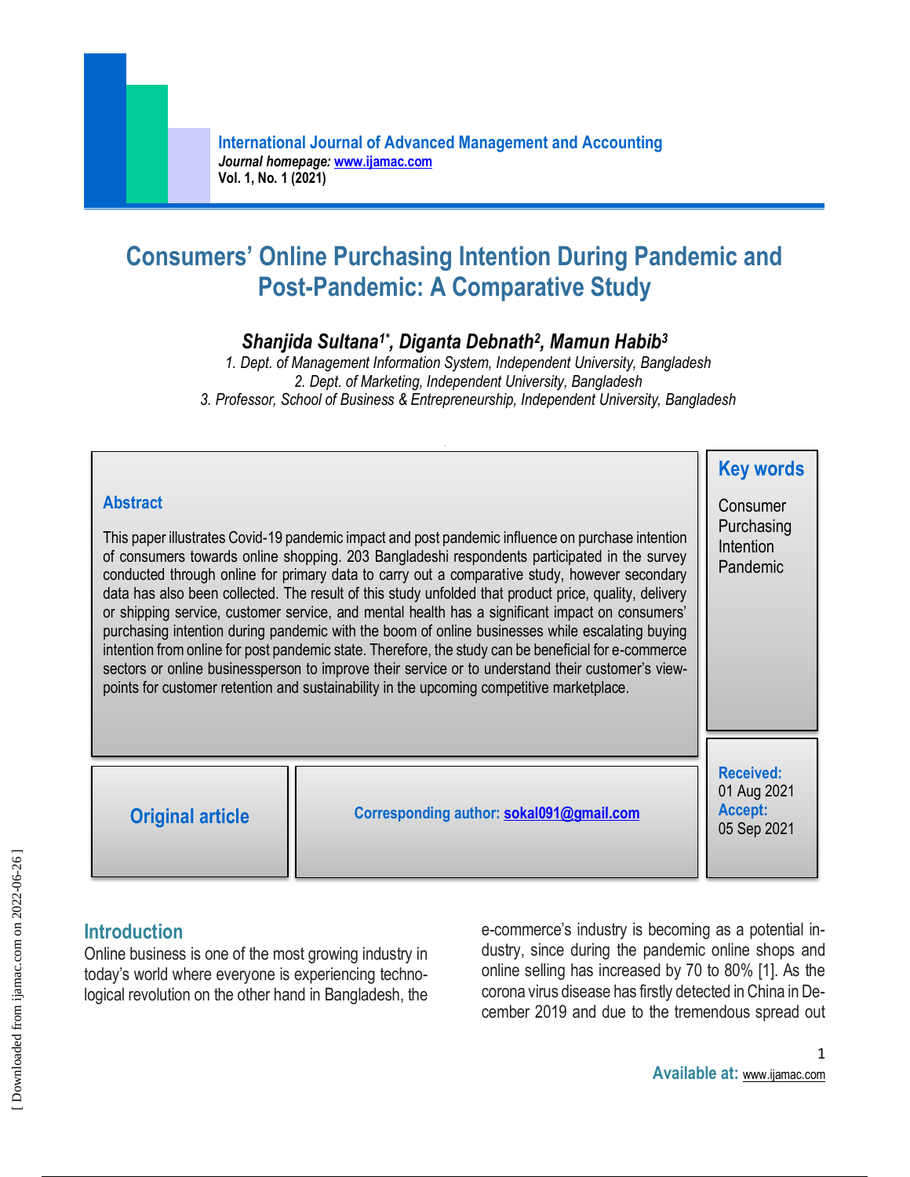International Journal of Advanced Management and Accounting
*Journal homepage: www.ijamac.com*
**Vol. 1, No. 1 (2021)**

# Consumers' Online Purchasing Intention During Pandemic and Post-Pandemic: A Comparative Study

***Shanjida Sultana[1*], Diganta Debnath[2], Mamun Habib[3]***

*1. Dept. of Management Information System, Independent University, Bangladesh*
*2. Dept. of Marketing, Independent University, Bangladesh*
*3. Professor, School of Business & Entrepreneurship, Independent University, Bangladesh*

## Abstract

This paper illustrates Covid-19 pandemic impact and post pandemic influence on purchase intention of consumers towards online shopping. 203 Bangladeshi respondents participated in the survey conducted through online for primary data to carry out a comparative study, however secondary data has also been collected. The result of this study unfolded that product price, quality, delivery or shipping service, customer service, and mental health has a significant impact on consumers' purchasing intention during pandemic with the boom of online businesses while escalating buying intention from online for post pandemic state. Therefore, the study can be beneficial for e-commerce sectors or online businessperson to improve their service or to understand their customer's view-points for customer retention and sustainability in the upcoming competitive marketplace.

**Key words**

Consumer
Purchasing
Intention
Pandemic

**Original article**

**Corresponding author:** sokal091@gmail.com

**Received:** 01 Aug 2021
**Accept:** 05 Sep 2021

## Introduction

Online business is one of the most growing industry in today's world where everyone is experiencing technological revolution on the other hand in Bangladesh, the e-commerce's industry is becoming as a potential industry, since during the pandemic online shops and online selling has increased by 70 to 80% [1]. As the corona virus disease has firstly detected in China in December 2019 and due to the tremendous spread out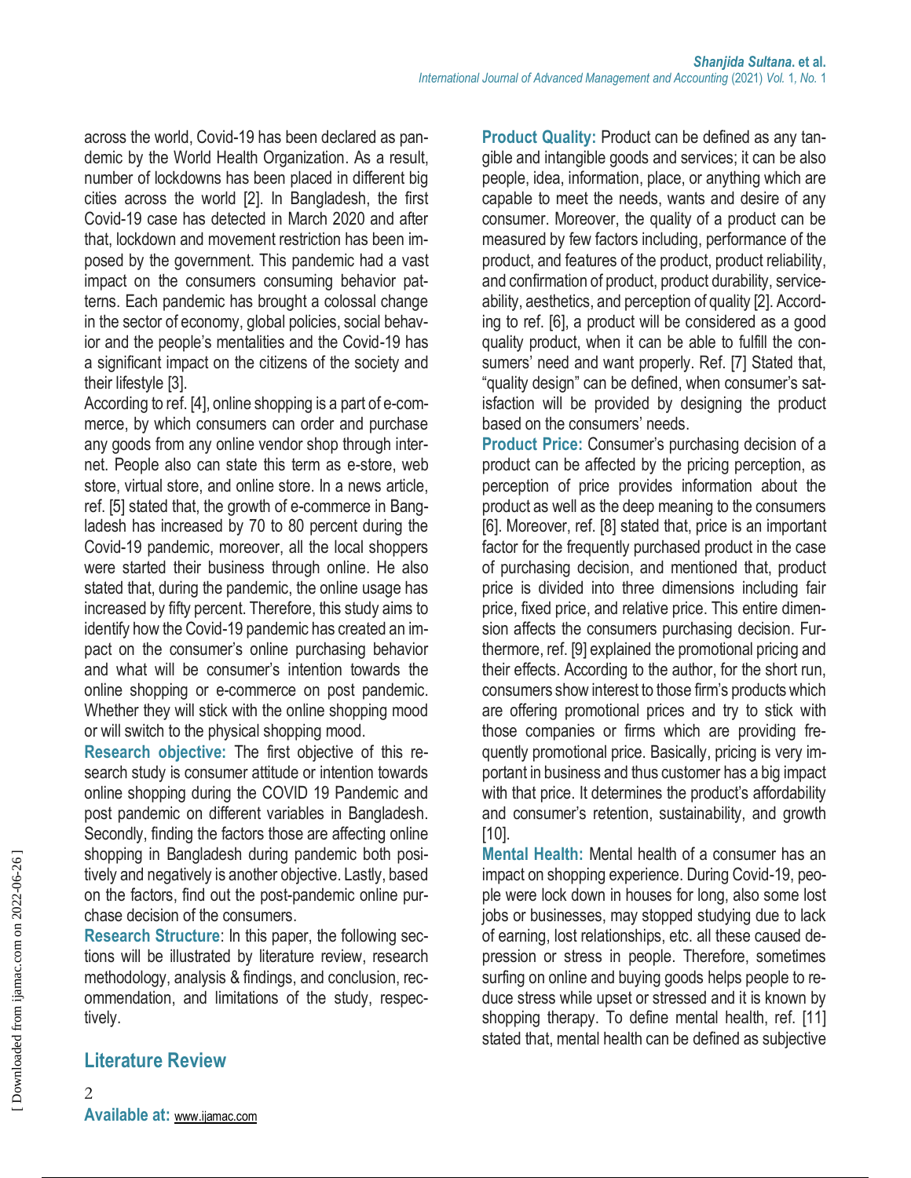across the world, Covid-19 has been declared as pandemic by the World Health Organization. As a result, number of lockdowns has been placed in different big cities across the world [2]. In Bangladesh, the first Covid-19 case has detected in March 2020 and after that, lockdown and movement restriction has been imposed by the government. This pandemic had a vast impact on the consumers consuming behavior patterns. Each pandemic has brought a colossal change in the sector of economy, global policies, social behavior and the people's mentalities and the Covid-19 has a significant impact on the citizens of the society and their lifestyle [3].

According to ref. [4], online shopping is a part of e-commerce, by which consumers can order and purchase any goods from any online vendor shop through internet. People also can state this term as e-store, web store, virtual store, and online store. In a news article, ref. [5] stated that, the growth of e-commerce in Bangladesh has increased by 70 to 80 percent during the Covid-19 pandemic, moreover, all the local shoppers were started their business through online. He also stated that, during the pandemic, the online usage has increased by fifty percent. Therefore, this study aims to identify how the Covid-19 pandemic has created an impact on the consumer's online purchasing behavior and what will be consumer's intention towards the online shopping or e-commerce on post pandemic. Whether they will stick with the online shopping mood or will switch to the physical shopping mood.

**Research objective:** The first objective of this research study is consumer attitude or intention towards online shopping during the COVID 19 Pandemic and post pandemic on different variables in Bangladesh. Secondly, finding the factors those are affecting online shopping in Bangladesh during pandemic both positively and negatively is another objective. Lastly, based on the factors, find out the post-pandemic online purchase decision of the consumers.

**Research Structure**: In this paper, the following sections will be illustrated by literature review, research methodology, analysis & findings, and conclusion, recommendation, and limitations of the study, respectively.

## Literature Review

**Product Quality:** Product can be defined as any tangible and intangible goods and services; it can be also people, idea, information, place, or anything which are capable to meet the needs, wants and desire of any consumer. Moreover, the quality of a product can be measured by few factors including, performance of the product, and features of the product, product reliability, and confirmation of product, product durability, serviceability, aesthetics, and perception of quality [2]. According to ref. [6], a product will be considered as a good quality product, when it can be able to fulfill the consumers' need and want properly. Ref. [7] Stated that, "quality design" can be defined, when consumer's satisfaction will be provided by designing the product based on the consumers' needs.

**Product Price:** Consumer's purchasing decision of a product can be affected by the pricing perception, as perception of price provides information about the product as well as the deep meaning to the consumers [6]. Moreover, ref. [8] stated that, price is an important factor for the frequently purchased product in the case of purchasing decision, and mentioned that, product price is divided into three dimensions including fair price, fixed price, and relative price. This entire dimension affects the consumers purchasing decision. Furthermore, ref. [9] explained the promotional pricing and their effects. According to the author, for the short run, consumers show interest to those firm's products which are offering promotional prices and try to stick with those companies or firms which are providing frequently promotional price. Basically, pricing is very important in business and thus customer has a big impact with that price. It determines the product's affordability and consumer's retention, sustainability, and growth [10].

**Mental Health:** Mental health of a consumer has an impact on shopping experience. During Covid-19, people were lock down in houses for long, also some lost jobs or businesses, may stopped studying due to lack of earning, lost relationships, etc. all these caused depression or stress in people. Therefore, sometimes surfing on online and buying goods helps people to reduce stress while upset or stressed and it is known by shopping therapy. To define mental health, ref. [11] stated that, mental health can be defined as subjective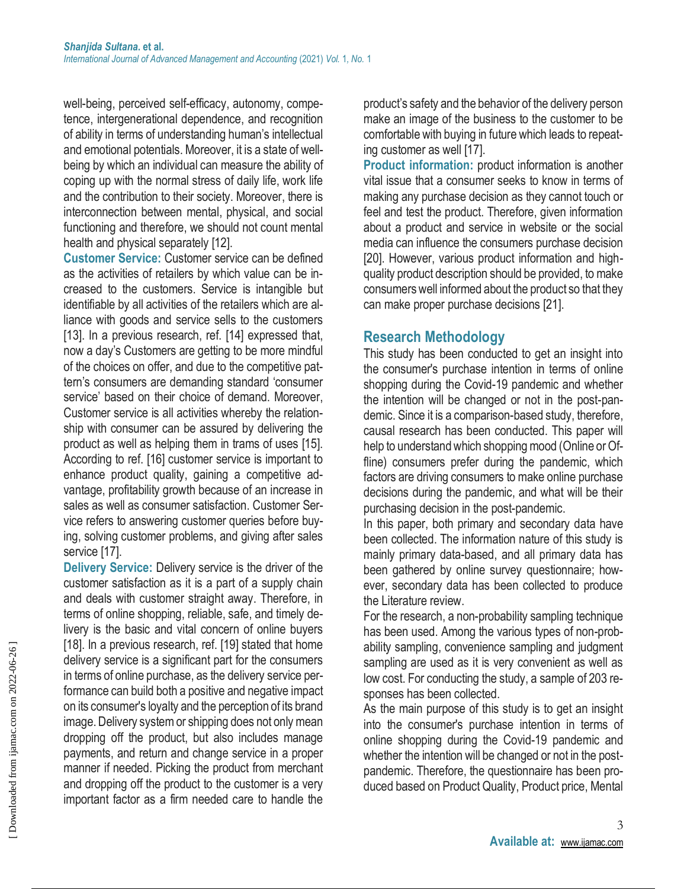well-being, perceived self-efficacy, autonomy, competence, intergenerational dependence, and recognition of ability in terms of understanding human's intellectual and emotional potentials. Moreover, it is a state of well-being by which an individual can measure the ability of coping up with the normal stress of daily life, work life and the contribution to their society. Moreover, there is interconnection between mental, physical, and social functioning and therefore, we should not count mental health and physical separately [12].

**Customer Service:** Customer service can be defined as the activities of retailers by which value can be increased to the customers. Service is intangible but identifiable by all activities of the retailers which are alliance with goods and service sells to the customers [13]. In a previous research, ref. [14] expressed that, now a day's Customers are getting to be more mindful of the choices on offer, and due to the competitive pattern's consumers are demanding standard 'consumer service' based on their choice of demand. Moreover, Customer service is all activities whereby the relationship with consumer can be assured by delivering the product as well as helping them in trams of uses [15]. According to ref. [16] customer service is important to enhance product quality, gaining a competitive advantage, profitability growth because of an increase in sales as well as consumer satisfaction. Customer Service refers to answering customer queries before buying, solving customer problems, and giving after sales service [17].

**Delivery Service:** Delivery service is the driver of the customer satisfaction as it is a part of a supply chain and deals with customer straight away. Therefore, in terms of online shopping, reliable, safe, and timely delivery is the basic and vital concern of online buyers [18]. In a previous research, ref. [19] stated that home delivery service is a significant part for the consumers in terms of online purchase, as the delivery service performance can build both a positive and negative impact on its consumer's loyalty and the perception of its brand image. Delivery system or shipping does not only mean dropping off the product, but also includes manage payments, and return and change service in a proper manner if needed. Picking the product from merchant and dropping off the product to the customer is a very important factor as a firm needed care to handle the product's safety and the behavior of the delivery person make an image of the business to the customer to be comfortable with buying in future which leads to repeating customer as well [17].

**Product information:** product information is another vital issue that a consumer seeks to know in terms of making any purchase decision as they cannot touch or feel and test the product. Therefore, given information about a product and service in website or the social media can influence the consumers purchase decision [20]. However, various product information and high-quality product description should be provided, to make consumers well informed about the product so that they can make proper purchase decisions [21].

## Research Methodology

This study has been conducted to get an insight into the consumer's purchase intention in terms of online shopping during the Covid-19 pandemic and whether the intention will be changed or not in the post-pandemic. Since it is a comparison-based study, therefore, causal research has been conducted. This paper will help to understand which shopping mood (Online or Offline) consumers prefer during the pandemic, which factors are driving consumers to make online purchase decisions during the pandemic, and what will be their purchasing decision in the post-pandemic.

In this paper, both primary and secondary data have been collected. The information nature of this study is mainly primary data-based, and all primary data has been gathered by online survey questionnaire; however, secondary data has been collected to produce the Literature review.

For the research, a non-probability sampling technique has been used. Among the various types of non-probability sampling, convenience sampling and judgment sampling are used as it is very convenient as well as low cost. For conducting the study, a sample of 203 responses has been collected.

As the main purpose of this study is to get an insight into the consumer's purchase intention in terms of online shopping during the Covid-19 pandemic and whether the intention will be changed or not in the post-pandemic. Therefore, the questionnaire has been produced based on Product Quality, Product price, Mental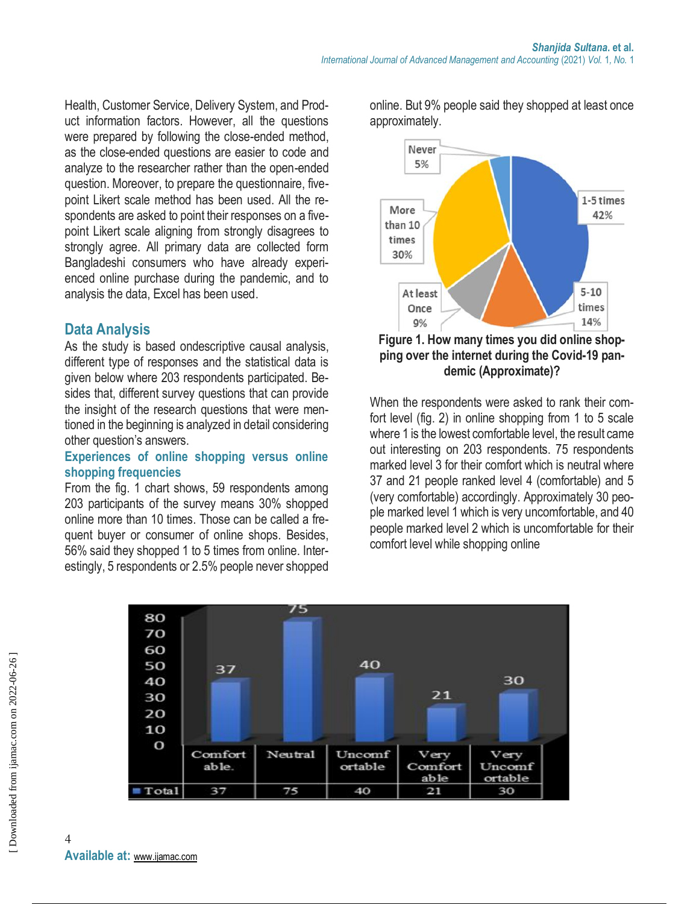Health, Customer Service, Delivery System, and Product information factors. However, all the questions were prepared by following the close-ended method, as the close-ended questions are easier to code and analyze to the researcher rather than the open-ended question. Moreover, to prepare the questionnaire, five-point Likert scale method has been used. All the respondents are asked to point their responses on a five-point Likert scale aligning from strongly disagrees to strongly agree. All primary data are collected form Bangladeshi consumers who have already experienced online purchase during the pandemic, and to analysis the data, Excel has been used.

## Data Analysis

As the study is based ondescriptive causal analysis, different type of responses and the statistical data is given below where 203 respondents participated. Besides that, different survey questions that can provide the insight of the research questions that were mentioned in the beginning is analyzed in detail considering other question's answers.

### Experiences of online shopping versus online shopping frequencies

From the fig. 1 chart shows, 59 respondents among 203 participants of the survey means 30% shopped online more than 10 times. Those can be called a frequent buyer or consumer of online shops. Besides, 56% said they shopped 1 to 5 times from online. Interestingly, 5 respondents or 2.5% people never shopped online. But 9% people said they shopped at least once approximately.

| Category | Share |
|---|---|
| 1-5 times | 42% |
| 5-10 times | 14% |
| At least Once | 9% |
| More than 10 times | 30% |
| Never | 5% |

**Figure 1. How many times you did online shopping over the internet during the Covid-19 pandemic (Approximate)?**

When the respondents were asked to rank their comfort level (fig. 2) in online shopping from 1 to 5 scale where 1 is the lowest comfortable level, the result came out interesting on 203 respondents. 75 respondents marked level 3 for their comfort which is neutral where 37 and 21 people ranked level 4 (comfortable) and 5 (very comfortable) accordingly. Approximately 30 people marked level 1 which is very uncomfortable, and 40 people marked level 2 which is uncomfortable for their comfort level while shopping online

| | Comfortable. | Neutral | Uncomfortable | Very Comfortable | Very Uncomfortable |
|---|---|---|---|---|---|
| Total | 37 | 75 | 40 | 21 | 30 |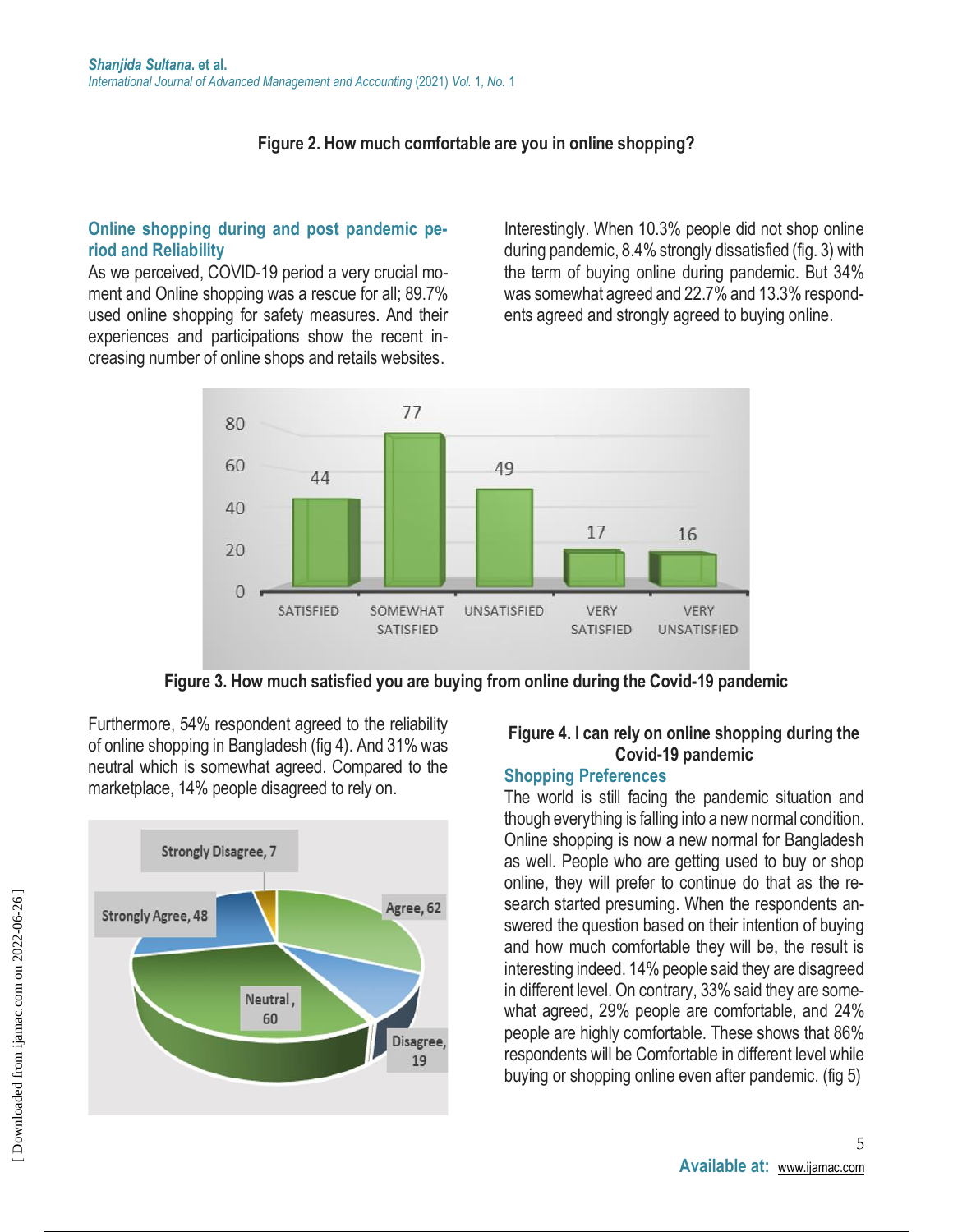**Figure 2. How much comfortable are you in online shopping?**

## Online shopping during and post pandemic period and Reliability

As we perceived, COVID-19 period a very crucial moment and Online shopping was a rescue for all; 89.7% used online shopping for safety measures. And their experiences and participations show the recent increasing number of online shops and retails websites.

Interestingly. When 10.3% people did not shop online during pandemic, 8.4% strongly dissatisfied (fig. 3) with the term of buying online during pandemic. But 34% was somewhat agreed and 22.7% and 13.3% respondents agreed and strongly agreed to buying online.

**Figure 3. How much satisfied you are buying from online during the Covid-19 pandemic**

Furthermore, 54% respondent agreed to the reliability of online shopping in Bangladesh (fig 4). And 31% was neutral which is somewhat agreed. Compared to the marketplace, 14% people disagreed to rely on.

**Figure 4. I can rely on online shopping during the Covid-19 pandemic**

## Shopping Preferences

The world is still facing the pandemic situation and though everything is falling into a new normal condition. Online shopping is now a new normal for Bangladesh as well. People who are getting used to buy or shop online, they will prefer to continue do that as the research started presuming. When the respondents answered the question based on their intention of buying and how much comfortable they will be, the result is interesting indeed. 14% people said they are disagreed in different level. On contrary, 33% said they are somewhat agreed, 29% people are comfortable, and 24% people are highly comfortable. These shows that 86% respondents will be Comfortable in different level while buying or shopping online even after pandemic. (fig 5)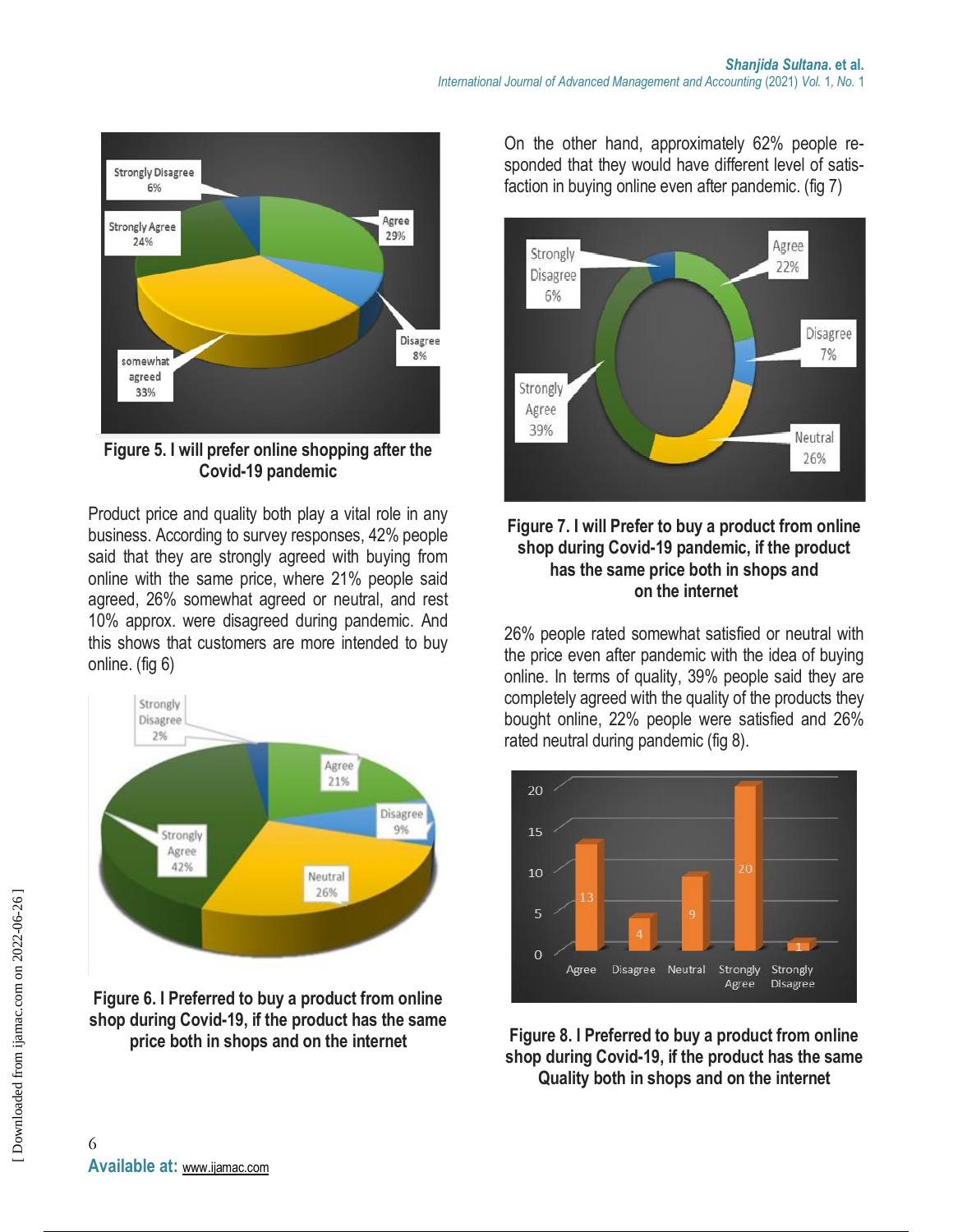Figure 5. I will prefer online shopping after the Covid-19 pandemic

Product price and quality both play a vital role in any business. According to survey responses, 42% people said that they are strongly agreed with buying from online with the same price, where 21% people said agreed, 26% somewhat agreed or neutral, and rest 10% approx. were disagreed during pandemic. And this shows that customers are more intended to buy online. (fig 6)

Figure 6. I Preferred to buy a product from online shop during Covid-19, if the product has the same price both in shops and on the internet

On the other hand, approximately 62% people responded that they would have different level of satisfaction in buying online even after pandemic. (fig 7)

Figure 7. I will Prefer to buy a product from online shop during Covid-19 pandemic, if the product has the same price both in shops and on the internet

26% people rated somewhat satisfied or neutral with the price even after pandemic with the idea of buying online. In terms of quality, 39% people said they are completely agreed with the quality of the products they bought online, 22% people were satisfied and 26% rated neutral during pandemic (fig 8).

Figure 8. I Preferred to buy a product from online shop during Covid-19, if the product has the same Quality both in shops and on the internet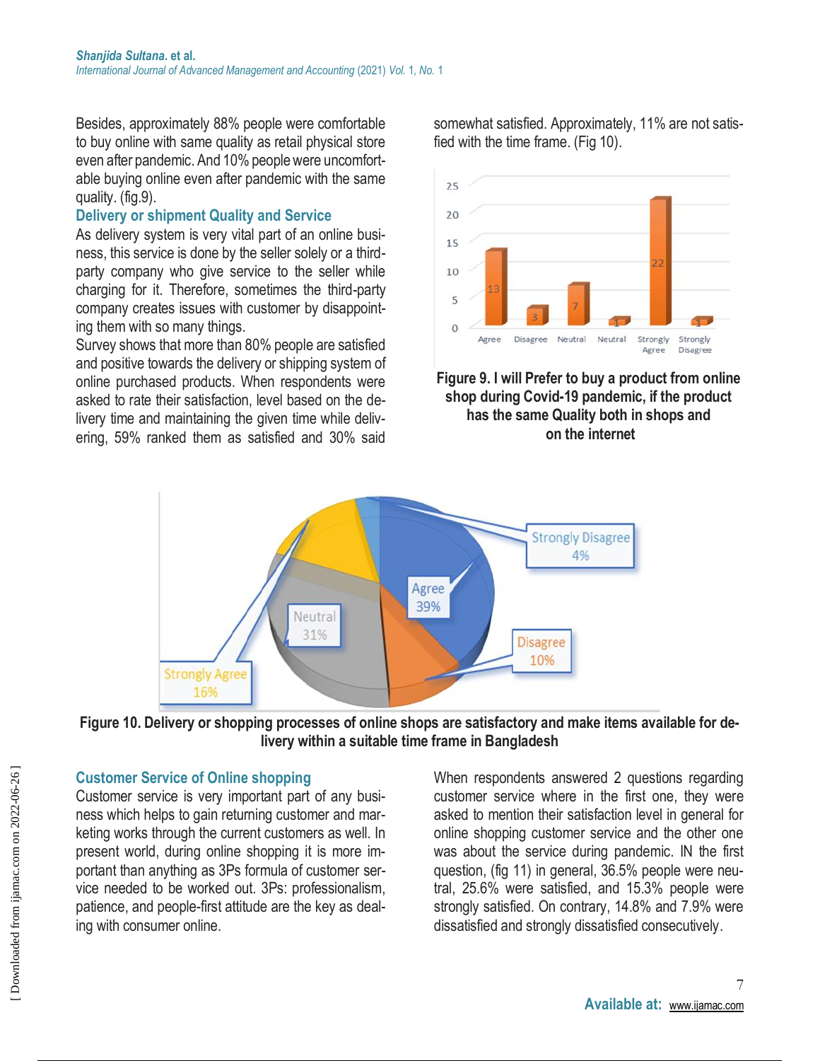Besides, approximately 88% people were comfortable to buy online with same quality as retail physical store even after pandemic. And 10% people were uncomfortable buying online even after pandemic with the same quality. (fig.9).

## Delivery or shipment Quality and Service

As delivery system is very vital part of an online business, this service is done by the seller solely or a third-party company who give service to the seller while charging for it. Therefore, sometimes the third-party company creates issues with customer by disappointing them with so many things.

Survey shows that more than 80% people are satisfied and positive towards the delivery or shipping system of online purchased products. When respondents were asked to rate their satisfaction, level based on the delivery time and maintaining the given time while delivering, 59% ranked them as satisfied and 30% said somewhat satisfied. Approximately, 11% are not satisfied with the time frame. (Fig 10).

**Figure 9. I will Prefer to buy a product from online shop during Covid-19 pandemic, if the product has the same Quality both in shops and on the internet**

**Figure 10. Delivery or shopping processes of online shops are satisfactory and make items available for delivery within a suitable time frame in Bangladesh**

## Customer Service of Online shopping

Customer service is very important part of any business which helps to gain returning customer and marketing works through the current customers as well. In present world, during online shopping it is more important than anything as 3Ps formula of customer service needed to be worked out. 3Ps: professionalism, patience, and people-first attitude are the key as dealing with consumer online.

When respondents answered 2 questions regarding customer service where in the first one, they were asked to mention their satisfaction level in general for online shopping customer service and the other one was about the service during pandemic. IN the first question, (fig 11) in general, 36.5% people were neutral, 25.6% were satisfied, and 15.3% people were strongly satisfied. On contrary, 14.8% and 7.9% were dissatisfied and strongly dissatisfied consecutively.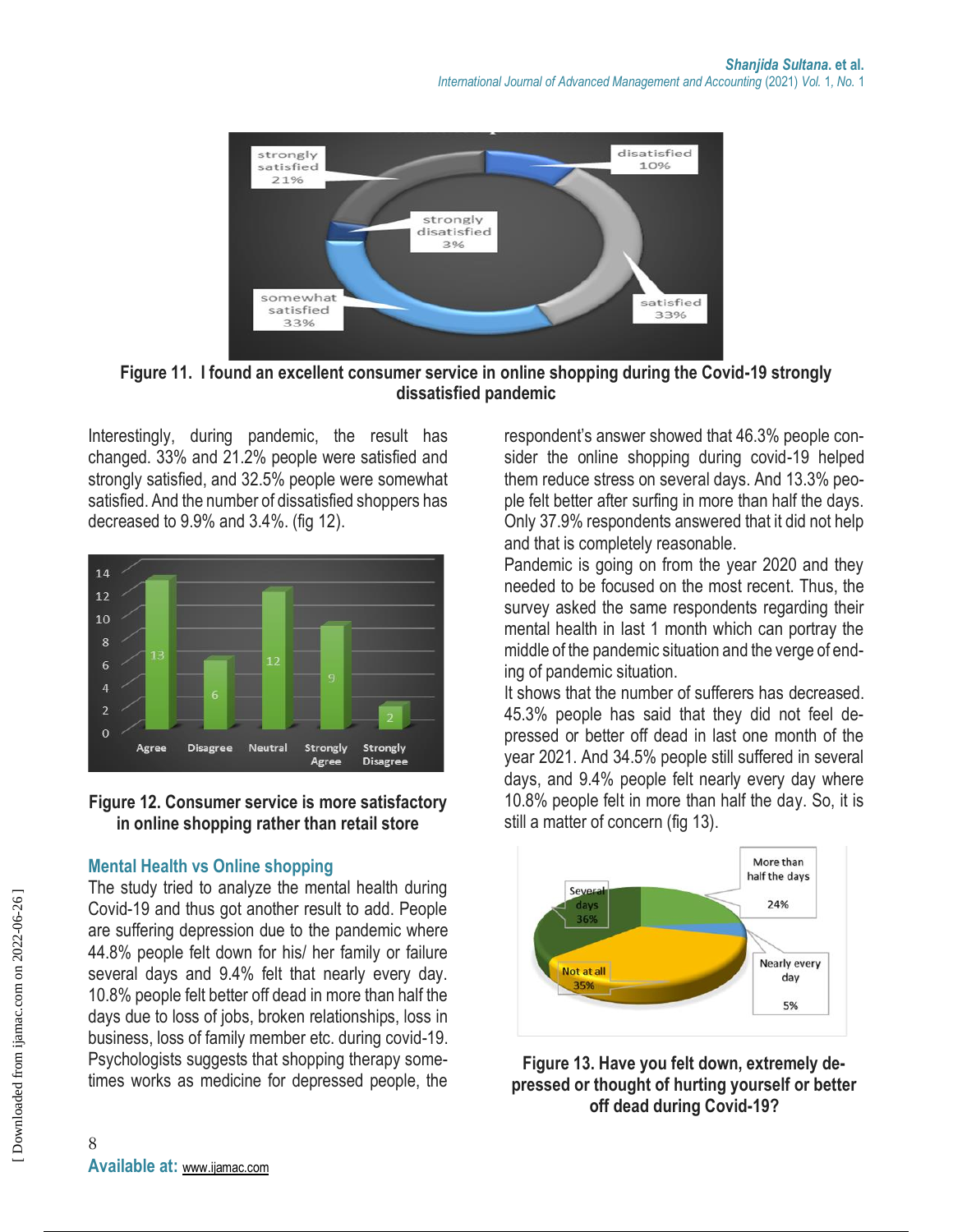Figure 11. I found an excellent consumer service in online shopping during the Covid-19 strongly dissatisfied pandemic

Interestingly, during pandemic, the result has changed. 33% and 21.2% people were satisfied and strongly satisfied, and 32.5% people were somewhat satisfied. And the number of dissatisfied shoppers has decreased to 9.9% and 3.4%. (fig 12).

Figure 12. Consumer service is more satisfactory in online shopping rather than retail store

## Mental Health vs Online shopping

The study tried to analyze the mental health during Covid-19 and thus got another result to add. People are suffering depression due to the pandemic where 44.8% people felt down for his/ her family or failure several days and 9.4% felt that nearly every day. 10.8% people felt better off dead in more than half the days due to loss of jobs, broken relationships, loss in business, loss of family member etc. during covid-19. Psychologists suggests that shopping therapy sometimes works as medicine for depressed people, the respondent's answer showed that 46.3% people consider the online shopping during covid-19 helped them reduce stress on several days. And 13.3% people felt better after surfing in more than half the days. Only 37.9% respondents answered that it did not help and that is completely reasonable.

Pandemic is going on from the year 2020 and they needed to be focused on the most recent. Thus, the survey asked the same respondents regarding their mental health in last 1 month which can portray the middle of the pandemic situation and the verge of ending of pandemic situation.

It shows that the number of sufferers has decreased. 45.3% people has said that they did not feel depressed or better off dead in last one month of the year 2021. And 34.5% people still suffered in several days, and 9.4% people felt nearly every day where 10.8% people felt in more than half the day. So, it is still a matter of concern (fig 13).

Figure 13. Have you felt down, extremely depressed or thought of hurting yourself or better off dead during Covid-19?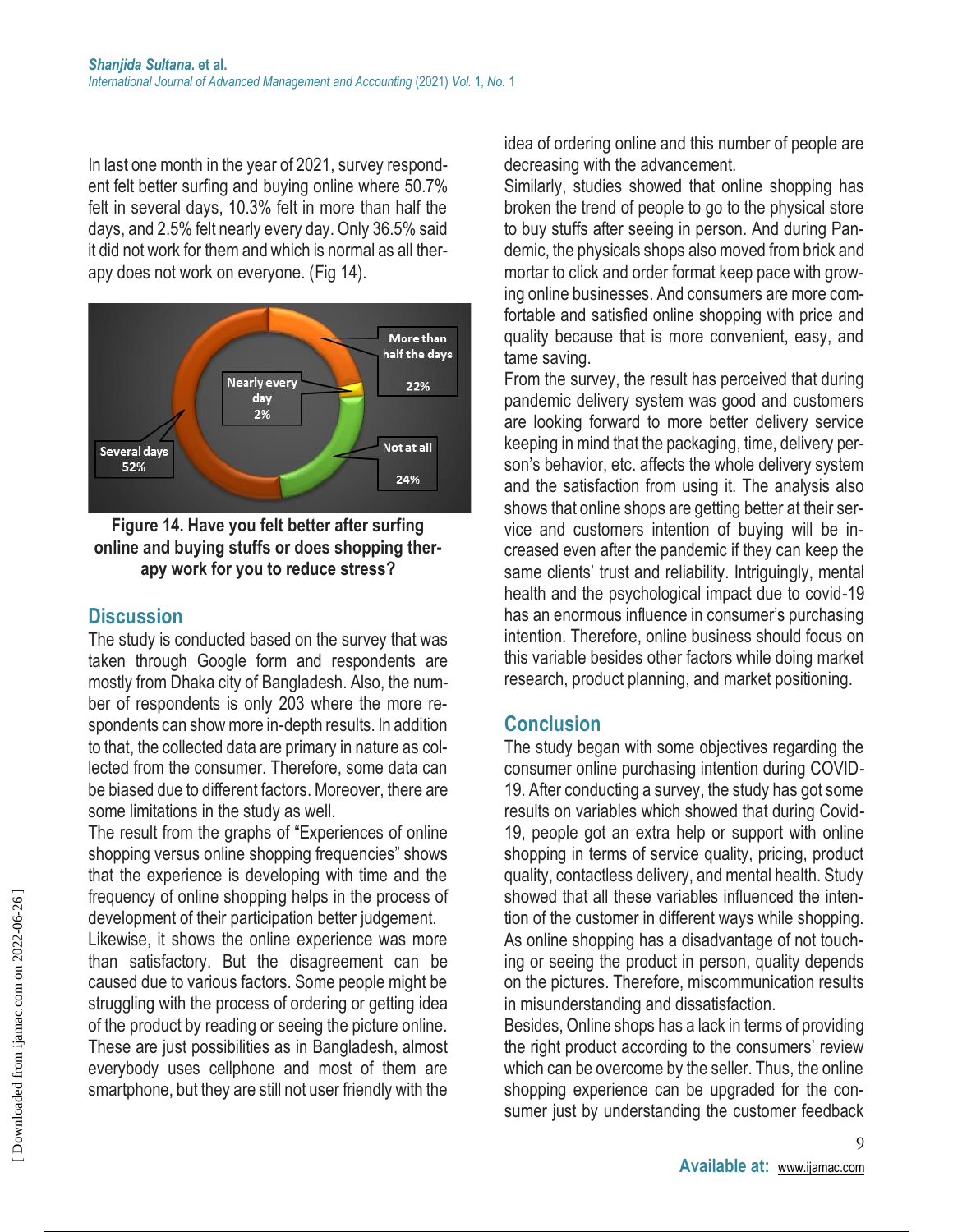In last one month in the year of 2021, survey respondent felt better surfing and buying online where 50.7% felt in several days, 10.3% felt in more than half the days, and 2.5% felt nearly every day. Only 36.5% said it did not work for them and which is normal as all therapy does not work on everyone. (Fig 14).

**Figure 14. Have you felt better after surfing online and buying stuffs or does shopping therapy work for you to reduce stress?**

## Discussion

The study is conducted based on the survey that was taken through Google form and respondents are mostly from Dhaka city of Bangladesh. Also, the number of respondents is only 203 where the more respondents can show more in-depth results. In addition to that, the collected data are primary in nature as collected from the consumer. Therefore, some data can be biased due to different factors. Moreover, there are some limitations in the study as well.

The result from the graphs of "Experiences of online shopping versus online shopping frequencies" shows that the experience is developing with time and the frequency of online shopping helps in the process of development of their participation better judgement.

Likewise, it shows the online experience was more than satisfactory. But the disagreement can be caused due to various factors. Some people might be struggling with the process of ordering or getting idea of the product by reading or seeing the picture online. These are just possibilities as in Bangladesh, almost everybody uses cellphone and most of them are smartphone, but they are still not user friendly with the idea of ordering online and this number of people are decreasing with the advancement.

Similarly, studies showed that online shopping has broken the trend of people to go to the physical store to buy stuffs after seeing in person. And during Pandemic, the physicals shops also moved from brick and mortar to click and order format keep pace with growing online businesses. And consumers are more comfortable and satisfied online shopping with price and quality because that is more convenient, easy, and tame saving.

From the survey, the result has perceived that during pandemic delivery system was good and customers are looking forward to more better delivery service keeping in mind that the packaging, time, delivery person's behavior, etc. affects the whole delivery system and the satisfaction from using it. The analysis also shows that online shops are getting better at their service and customers intention of buying will be increased even after the pandemic if they can keep the same clients' trust and reliability. Intriguingly, mental health and the psychological impact due to covid-19 has an enormous influence in consumer's purchasing intention. Therefore, online business should focus on this variable besides other factors while doing market research, product planning, and market positioning.

## Conclusion

The study began with some objectives regarding the consumer online purchasing intention during COVID-19. After conducting a survey, the study has got some results on variables which showed that during Covid-19, people got an extra help or support with online shopping in terms of service quality, pricing, product quality, contactless delivery, and mental health. Study showed that all these variables influenced the intention of the customer in different ways while shopping. As online shopping has a disadvantage of not touching or seeing the product in person, quality depends on the pictures. Therefore, miscommunication results in misunderstanding and dissatisfaction.

Besides, Online shops has a lack in terms of providing the right product according to the consumers' review which can be overcome by the seller. Thus, the online shopping experience can be upgraded for the consumer just by understanding the customer feedback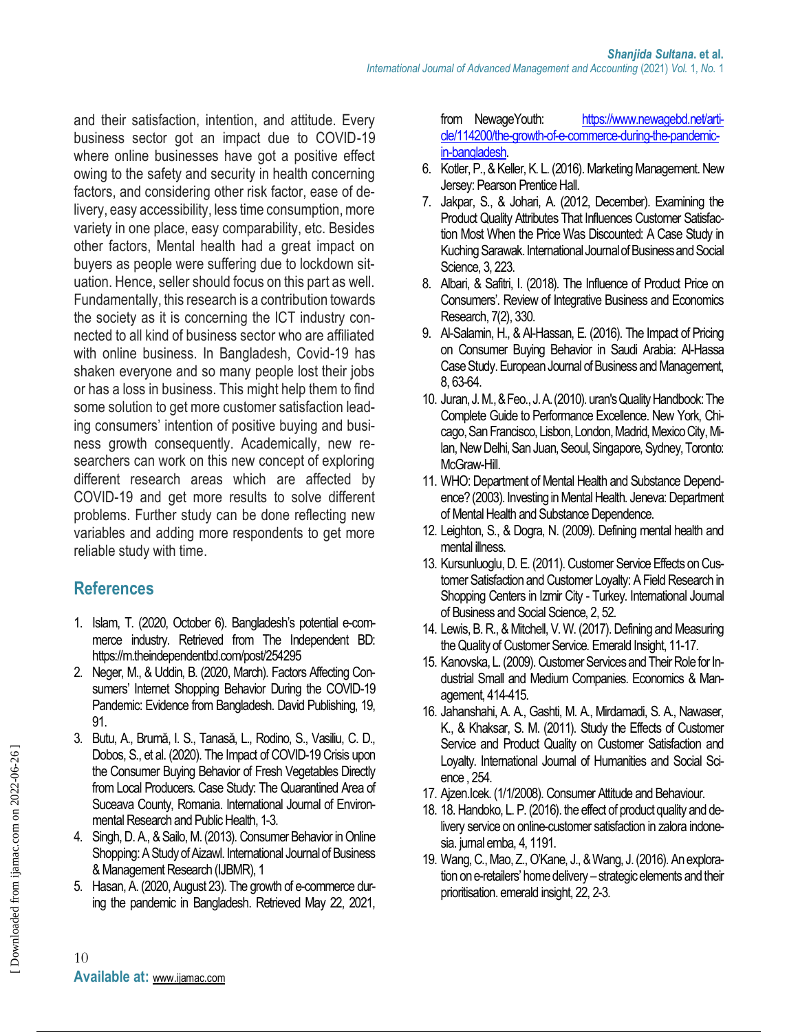and their satisfaction, intention, and attitude. Every business sector got an impact due to COVID-19 where online businesses have got a positive effect owing to the safety and security in health concerning factors, and considering other risk factor, ease of delivery, easy accessibility, less time consumption, more variety in one place, easy comparability, etc. Besides other factors, Mental health had a great impact on buyers as people were suffering due to lockdown situation. Hence, seller should focus on this part as well. Fundamentally, this research is a contribution towards the society as it is concerning the ICT industry connected to all kind of business sector who are affiliated with online business. In Bangladesh, Covid-19 has shaken everyone and so many people lost their jobs or has a loss in business. This might help them to find some solution to get more customer satisfaction leading consumers' intention of positive buying and business growth consequently. Academically, new researchers can work on this new concept of exploring different research areas which are affected by COVID-19 and get more results to solve different problems. Further study can be done reflecting new variables and adding more respondents to get more reliable study with time.

## References

1. Islam, T. (2020, October 6). Bangladesh's potential e-commerce industry. Retrieved from The Independent BD: https://m.theindependentbd.com/post/254295
2. Neger, M., & Uddin, B. (2020, March). Factors Affecting Consumers' Internet Shopping Behavior During the COVID-19 Pandemic: Evidence from Bangladesh. David Publishing, 19, 91.
3. Butu, A., Brumă, I. S., Tanasă, L., Rodino, S., Vasiliu, C. D., Dobos, S., et al. (2020). The Impact of COVID-19 Crisis upon the Consumer Buying Behavior of Fresh Vegetables Directly from Local Producers. Case Study: The Quarantined Area of Suceava County, Romania. International Journal of Environmental Research and Public Health, 1-3.
4. Singh, D. A., & Sailo, M. (2013). Consumer Behavior in Online Shopping: A Study of Aizawl. International Journal of Business & Management Research (IJBMR), 1
5. Hasan, A. (2020, August 23). The growth of e-commerce during the pandemic in Bangladesh. Retrieved May 22, 2021, from NewageYouth: https://www.newagebd.net/article/114200/the-growth-of-e-commerce-during-the-pandemic-in-bangladesh.
6. Kotler, P., & Keller, K. L. (2016). Marketing Management. New Jersey: Pearson Prentice Hall.
7. Jakpar, S., & Johari, A. (2012, December). Examining the Product Quality Attributes That Influences Customer Satisfaction Most When the Price Was Discounted: A Case Study in Kuching Sarawak. International Journal of Business and Social Science, 3, 223.
8. Albari, & Safitri, I. (2018). The Influence of Product Price on Consumers'. Review of Integrative Business and Economics Research, 7(2), 330.
9. Al-Salamin, H., & Al-Hassan, E. (2016). The Impact of Pricing on Consumer Buying Behavior in Saudi Arabia: Al-Hassa Case Study. European Journal of Business and Management, 8, 63-64.
10. Juran, J. M., & Feo., J. A. (2010). uran's Quality Handbook: The Complete Guide to Performance Excellence. New York, Chicago, San Francisco, Lisbon, London, Madrid, Mexico City, Milan, New Delhi, San Juan, Seoul, Singapore, Sydney, Toronto: McGraw-Hill.
11. WHO: Department of Mental Health and Substance Dependence? (2003). Investing in Mental Health. Jeneva: Department of Mental Health and Substance Dependence.
12. Leighton, S., & Dogra, N. (2009). Defining mental health and mental illness.
13. Kursunluoglu, D. E. (2011). Customer Service Effects on Customer Satisfaction and Customer Loyalty: A Field Research in Shopping Centers in Izmir City - Turkey. International Journal of Business and Social Science, 2, 52.
14. Lewis, B. R., & Mitchell, V. W. (2017). Defining and Measuring the Quality of Customer Service. Emerald Insight, 11-17.
15. Kanovska, L. (2009). Customer Services and Their Role for Industrial Small and Medium Companies. Economics & Management, 414-415.
16. Jahanshahi, A. A., Gashti, M. A., Mirdamadi, S. A., Nawaser, K., & Khaksar, S. M. (2011). Study the Effects of Customer Service and Product Quality on Customer Satisfaction and Loyalty. International Journal of Humanities and Social Science , 254.
17. Ajzen.Icek. (1/1/2008). Consumer Attitude and Behaviour.
18. 18. Handoko, L. P. (2016). the effect of product quality and delivery service on online-customer satisfaction in zalora indonesia. jurnal emba, 4, 1191.
19. Wang, C., Mao, Z., O'Kane, J., & Wang, J. (2016). An exploration on e-retailers' home delivery – strategic elements and their prioritisation. emerald insight, 22, 2-3.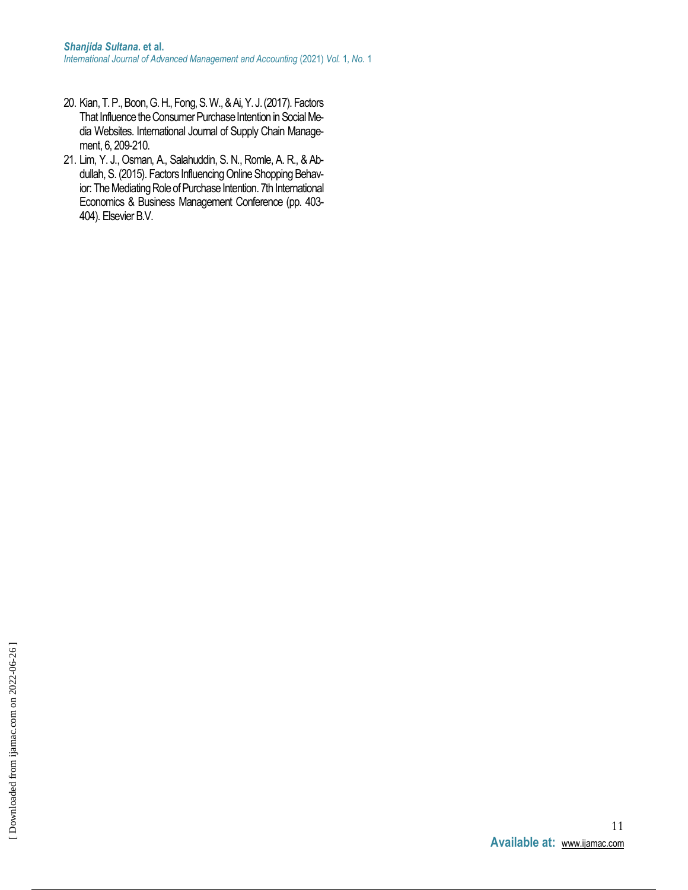20. Kian, T. P., Boon, G. H., Fong, S. W., & Ai, Y. J. (2017). Factors That Influence the Consumer Purchase Intention in Social Media Websites. International Journal of Supply Chain Management, 6, 209-210.
21. Lim, Y. J., Osman, A., Salahuddin, S. N., Romle, A. R., & Abdullah, S. (2015). Factors Influencing Online Shopping Behavior: The Mediating Role of Purchase Intention. 7th International Economics & Business Management Conference (pp. 403-404). Elsevier B.V.